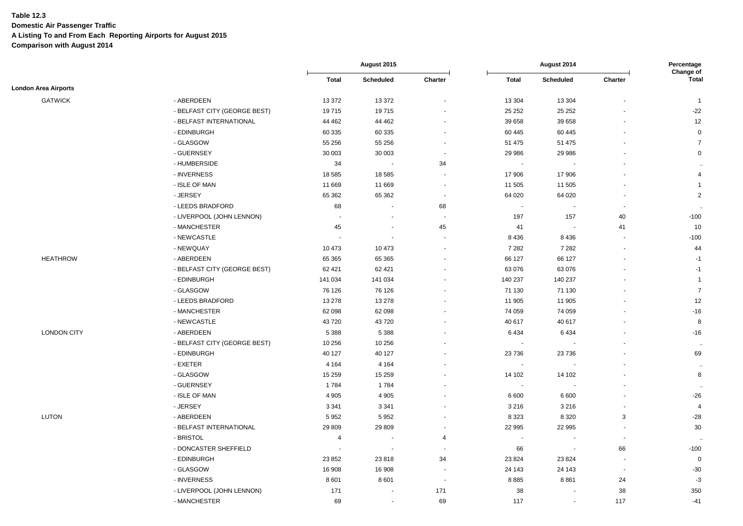**Table 12.3**
**Domestic Air Passenger Traffic**
**A Listing To and From Each Reporting Airports for August 2015**
**Comparison with August 2014**

| | | August 2015 | | | August 2014 | | | Percentage Change of |
|---|---|---|---|---|---|---|---|---|
| | | Total | Scheduled | Charter | Total | Scheduled | Charter | Total |
| **London Area Airports** | | | | | | | | |
| GATWICK | - ABERDEEN | 13 372 | 13 372 | - | 13 304 | 13 304 | - | 1 |
| | - BELFAST CITY (GEORGE BEST) | 19 715 | 19 715 | - | 25 252 | 25 252 | - | -22 |
| | - BELFAST INTERNATIONAL | 44 462 | 44 462 | - | 39 658 | 39 658 | - | 12 |
| | - EDINBURGH | 60 335 | 60 335 | - | 60 445 | 60 445 | - | 0 |
| | - GLASGOW | 55 256 | 55 256 | - | 51 475 | 51 475 | - | 7 |
| | - GUERNSEY | 30 003 | 30 003 | - | 29 986 | 29 986 | - | 0 |
| | - HUMBERSIDE | 34 | - | 34 | - | - | - | .. |
| | - INVERNESS | 18 585 | 18 585 | - | 17 906 | 17 906 | - | 4 |
| | - ISLE OF MAN | 11 669 | 11 669 | - | 11 505 | 11 505 | - | 1 |
| | - JERSEY | 65 362 | 65 362 | - | 64 020 | 64 020 | - | 2 |
| | - LEEDS BRADFORD | 68 | - | 68 | - | - | - | .. |
| | - LIVERPOOL (JOHN LENNON) | - | - | - | 197 | 157 | 40 | -100 |
| | - MANCHESTER | 45 | - | 45 | 41 | - | 41 | 10 |
| | - NEWCASTLE | - | - | - | 8 436 | 8 436 | - | -100 |
| | - NEWQUAY | 10 473 | 10 473 | - | 7 282 | 7 282 | - | 44 |
| HEATHROW | - ABERDEEN | 65 365 | 65 365 | - | 66 127 | 66 127 | - | -1 |
| | - BELFAST CITY (GEORGE BEST) | 62 421 | 62 421 | - | 63 076 | 63 076 | - | -1 |
| | - EDINBURGH | 141 034 | 141 034 | - | 140 237 | 140 237 | - | 1 |
| | - GLASGOW | 76 126 | 76 126 | - | 71 130 | 71 130 | - | 7 |
| | - LEEDS BRADFORD | 13 278 | 13 278 | - | 11 905 | 11 905 | - | 12 |
| | - MANCHESTER | 62 098 | 62 098 | - | 74 059 | 74 059 | - | -16 |
| | - NEWCASTLE | 43 720 | 43 720 | - | 40 617 | 40 617 | - | 8 |
| LONDON CITY | - ABERDEEN | 5 388 | 5 388 | - | 6 434 | 6 434 | - | -16 |
| | - BELFAST CITY (GEORGE BEST) | 10 256 | 10 256 | - | - | - | - | .. |
| | - EDINBURGH | 40 127 | 40 127 | - | 23 736 | 23 736 | - | 69 |
| | - EXETER | 4 164 | 4 164 | - | - | - | - | .. |
| | - GLASGOW | 15 259 | 15 259 | - | 14 102 | 14 102 | - | 8 |
| | - GUERNSEY | 1 784 | 1 784 | - | - | - | - | .. |
| | - ISLE OF MAN | 4 905 | 4 905 | - | 6 600 | 6 600 | - | -26 |
| | - JERSEY | 3 341 | 3 341 | - | 3 216 | 3 216 | - | 4 |
| LUTON | - ABERDEEN | 5 952 | 5 952 | - | 8 323 | 8 320 | 3 | -28 |
| | - BELFAST INTERNATIONAL | 29 809 | 29 809 | - | 22 995 | 22 995 | - | 30 |
| | - BRISTOL | 4 | - | 4 | - | - | - | .. |
| | - DONCASTER SHEFFIELD | - | - | - | 66 | - | 66 | -100 |
| | - EDINBURGH | 23 852 | 23 818 | 34 | 23 824 | 23 824 | - | 0 |
| | - GLASGOW | 16 908 | 16 908 | - | 24 143 | 24 143 | - | -30 |
| | - INVERNESS | 8 601 | 8 601 | - | 8 885 | 8 861 | 24 | -3 |
| | - LIVERPOOL (JOHN LENNON) | 171 | - | 171 | 38 | - | 38 | 350 |
| | - MANCHESTER | 69 | - | 69 | 117 | - | 117 | -41 |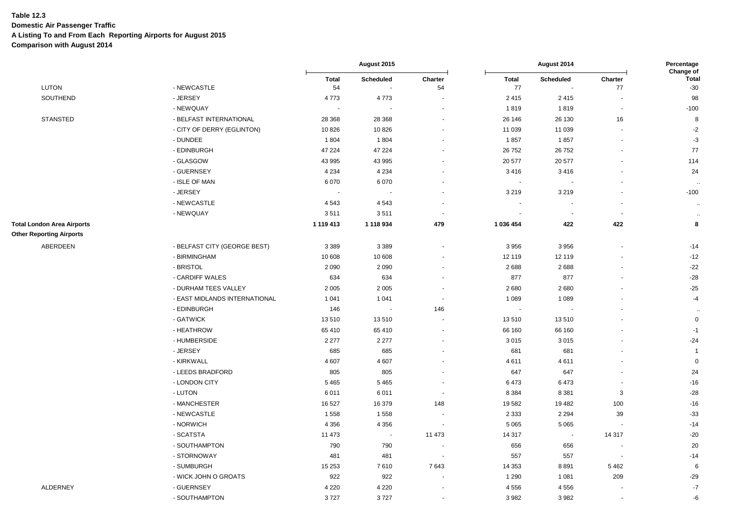**Table 12.3**
**Domestic Air Passenger Traffic**
**A Listing To and From Each Reporting Airports for August 2015**
**Comparison with August 2014**

| | | August 2015 | | | August 2014 | | | Percentage Change of |
|---|---|---|---|---|---|---|---|---|
| | | Total | Scheduled | Charter | Total | Scheduled | Charter | Total |
| LUTON | - NEWCASTLE | 54 | - | 54 | 77 | - | 77 | -30 |
| SOUTHEND | - JERSEY | 4 773 | 4 773 | - | 2 415 | 2 415 | - | 98 |
| | - NEWQUAY | - | - | - | 1 819 | 1 819 | - | -100 |
| STANSTED | - BELFAST INTERNATIONAL | 28 368 | 28 368 | - | 26 146 | 26 130 | 16 | 8 |
| | - CITY OF DERRY (EGLINTON) | 10 826 | 10 826 | - | 11 039 | 11 039 | - | -2 |
| | - DUNDEE | 1 804 | 1 804 | - | 1 857 | 1 857 | - | -3 |
| | - EDINBURGH | 47 224 | 47 224 | - | 26 752 | 26 752 | - | 77 |
| | - GLASGOW | 43 995 | 43 995 | - | 20 577 | 20 577 | - | 114 |
| | - GUERNSEY | 4 234 | 4 234 | - | 3 416 | 3 416 | - | 24 |
| | - ISLE OF MAN | 6 070 | 6 070 | - | - | - | - | .. |
| | - JERSEY | - | - | - | 3 219 | 3 219 | - | -100 |
| | - NEWCASTLE | 4 543 | 4 543 | - | - | - | - | .. |
| | - NEWQUAY | 3 511 | 3 511 | - | - | - | - | .. |
| **Total London Area Airports** | | **1 119 413** | **1 118 934** | **479** | **1 036 454** | **422** | **422** | **8** |
| **Other Reporting Airports** | | | | | | | | |
| ABERDEEN | - BELFAST CITY (GEORGE BEST) | 3 389 | 3 389 | - | 3 956 | 3 956 | - | -14 |
| | - BIRMINGHAM | 10 608 | 10 608 | - | 12 119 | 12 119 | - | -12 |
| | - BRISTOL | 2 090 | 2 090 | - | 2 688 | 2 688 | - | -22 |
| | - CARDIFF WALES | 634 | 634 | - | 877 | 877 | - | -28 |
| | - DURHAM TEES VALLEY | 2 005 | 2 005 | - | 2 680 | 2 680 | - | -25 |
| | - EAST MIDLANDS INTERNATIONAL | 1 041 | 1 041 | - | 1 089 | 1 089 | - | -4 |
| | - EDINBURGH | 146 | - | 146 | - | - | - | .. |
| | - GATWICK | 13 510 | 13 510 | - | 13 510 | 13 510 | - | 0 |
| | - HEATHROW | 65 410 | 65 410 | - | 66 160 | 66 160 | - | -1 |
| | - HUMBERSIDE | 2 277 | 2 277 | - | 3 015 | 3 015 | - | -24 |
| | - JERSEY | 685 | 685 | - | 681 | 681 | - | 1 |
| | - KIRKWALL | 4 607 | 4 607 | - | 4 611 | 4 611 | - | 0 |
| | - LEEDS BRADFORD | 805 | 805 | - | 647 | 647 | - | 24 |
| | - LONDON CITY | 5 465 | 5 465 | - | 6 473 | 6 473 | - | -16 |
| | - LUTON | 6 011 | 6 011 | - | 8 384 | 8 381 | 3 | -28 |
| | - MANCHESTER | 16 527 | 16 379 | 148 | 19 582 | 19 482 | 100 | -16 |
| | - NEWCASTLE | 1 558 | 1 558 | - | 2 333 | 2 294 | 39 | -33 |
| | - NORWICH | 4 356 | 4 356 | - | 5 065 | 5 065 | - | -14 |
| | - SCATSTA | 11 473 | - | 11 473 | 14 317 | - | 14 317 | -20 |
| | - SOUTHAMPTON | 790 | 790 | - | 656 | 656 | - | 20 |
| | - STORNOWAY | 481 | 481 | - | 557 | 557 | - | -14 |
| | - SUMBURGH | 15 253 | 7 610 | 7 643 | 14 353 | 8 891 | 5 462 | 6 |
| | - WICK JOHN O GROATS | 922 | 922 | - | 1 290 | 1 081 | 209 | -29 |
| ALDERNEY | - GUERNSEY | 4 220 | 4 220 | - | 4 556 | 4 556 | - | -7 |
| | - SOUTHAMPTON | 3 727 | 3 727 | - | 3 982 | 3 982 | - | -6 |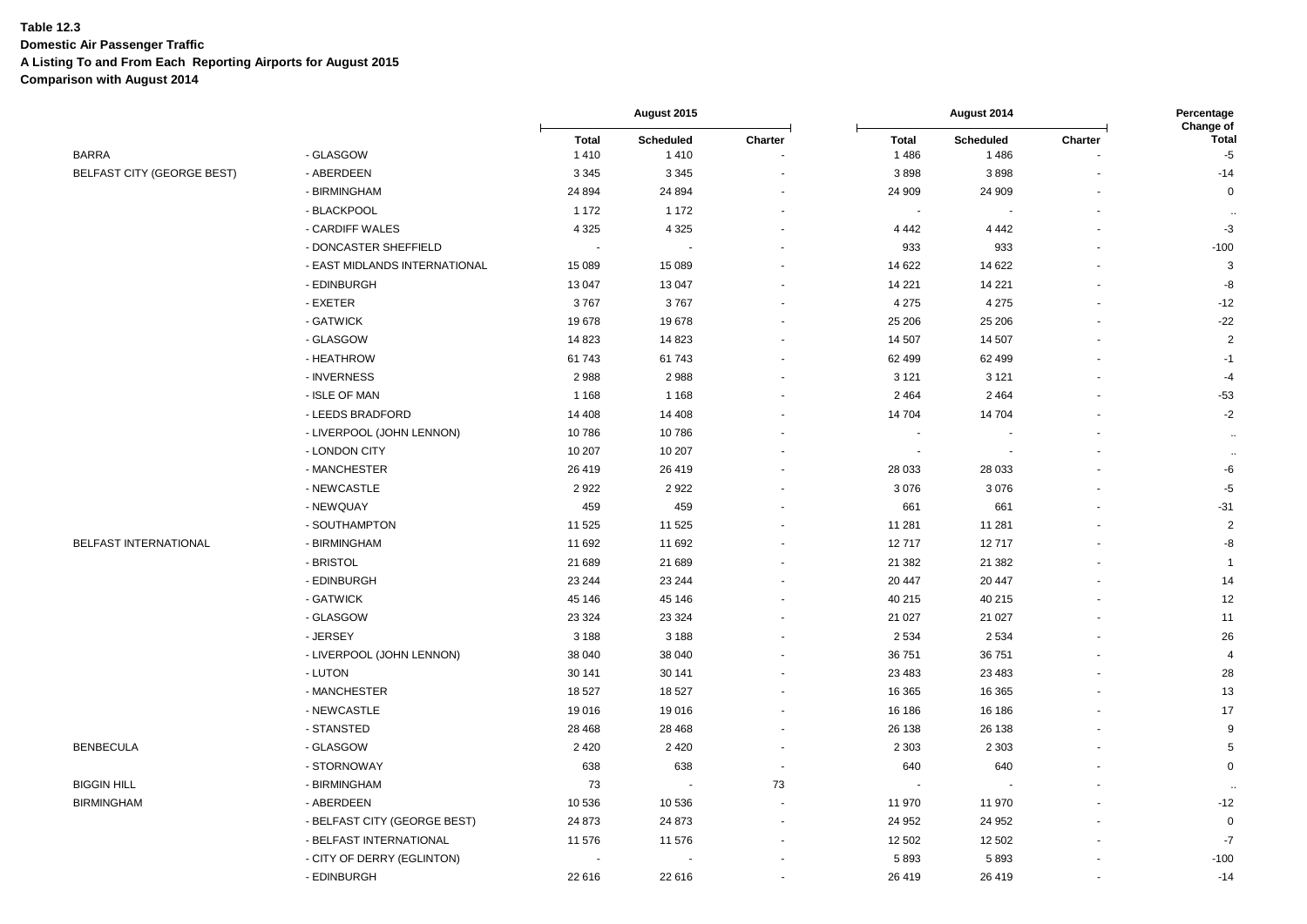**Table 12.3**
**Domestic Air Passenger Traffic**
**A Listing To and From Each  Reporting Airports for August 2015**
**Comparison with August 2014**

| | | August 2015 | | | August 2014 | | | Percentage Change of |
|---|---|---|---|---|---|---|---|---|
| | | Total | Scheduled | Charter | Total | Scheduled | Charter | Total |
| BARRA | - GLASGOW | 1 410 | 1 410 | - | 1 486 | 1 486 | - | -5 |
| BELFAST CITY (GEORGE BEST) | - ABERDEEN | 3 345 | 3 345 | - | 3 898 | 3 898 | - | -14 |
| | - BIRMINGHAM | 24 894 | 24 894 | - | 24 909 | 24 909 | - | 0 |
| | - BLACKPOOL | 1 172 | 1 172 | - | - | - | - | .. |
| | - CARDIFF WALES | 4 325 | 4 325 | - | 4 442 | 4 442 | - | -3 |
| | - DONCASTER SHEFFIELD | - | - | - | 933 | 933 | - | -100 |
| | - EAST MIDLANDS INTERNATIONAL | 15 089 | 15 089 | - | 14 622 | 14 622 | - | 3 |
| | - EDINBURGH | 13 047 | 13 047 | - | 14 221 | 14 221 | - | -8 |
| | - EXETER | 3 767 | 3 767 | - | 4 275 | 4 275 | - | -12 |
| | - GATWICK | 19 678 | 19 678 | - | 25 206 | 25 206 | - | -22 |
| | - GLASGOW | 14 823 | 14 823 | - | 14 507 | 14 507 | - | 2 |
| | - HEATHROW | 61 743 | 61 743 | - | 62 499 | 62 499 | - | -1 |
| | - INVERNESS | 2 988 | 2 988 | - | 3 121 | 3 121 | - | -4 |
| | - ISLE OF MAN | 1 168 | 1 168 | - | 2 464 | 2 464 | - | -53 |
| | - LEEDS BRADFORD | 14 408 | 14 408 | - | 14 704 | 14 704 | - | -2 |
| | - LIVERPOOL (JOHN LENNON) | 10 786 | 10 786 | - | - | - | - | .. |
| | - LONDON CITY | 10 207 | 10 207 | - | - | - | - | .. |
| | - MANCHESTER | 26 419 | 26 419 | - | 28 033 | 28 033 | - | -6 |
| | - NEWCASTLE | 2 922 | 2 922 | - | 3 076 | 3 076 | - | -5 |
| | - NEWQUAY | 459 | 459 | - | 661 | 661 | - | -31 |
| | - SOUTHAMPTON | 11 525 | 11 525 | - | 11 281 | 11 281 | - | 2 |
| BELFAST INTERNATIONAL | - BIRMINGHAM | 11 692 | 11 692 | - | 12 717 | 12 717 | - | -8 |
| | - BRISTOL | 21 689 | 21 689 | - | 21 382 | 21 382 | - | 1 |
| | - EDINBURGH | 23 244 | 23 244 | - | 20 447 | 20 447 | - | 14 |
| | - GATWICK | 45 146 | 45 146 | - | 40 215 | 40 215 | - | 12 |
| | - GLASGOW | 23 324 | 23 324 | - | 21 027 | 21 027 | - | 11 |
| | - JERSEY | 3 188 | 3 188 | - | 2 534 | 2 534 | - | 26 |
| | - LIVERPOOL (JOHN LENNON) | 38 040 | 38 040 | - | 36 751 | 36 751 | - | 4 |
| | - LUTON | 30 141 | 30 141 | - | 23 483 | 23 483 | - | 28 |
| | - MANCHESTER | 18 527 | 18 527 | - | 16 365 | 16 365 | - | 13 |
| | - NEWCASTLE | 19 016 | 19 016 | - | 16 186 | 16 186 | - | 17 |
| | - STANSTED | 28 468 | 28 468 | - | 26 138 | 26 138 | - | 9 |
| BENBECULA | - GLASGOW | 2 420 | 2 420 | - | 2 303 | 2 303 | - | 5 |
| | - STORNOWAY | 638 | 638 | - | 640 | 640 | - | 0 |
| BIGGIN HILL | - BIRMINGHAM | 73 | - | 73 | - | - | - | .. |
| BIRMINGHAM | - ABERDEEN | 10 536 | 10 536 | - | 11 970 | 11 970 | - | -12 |
| | - BELFAST CITY (GEORGE BEST) | 24 873 | 24 873 | - | 24 952 | 24 952 | - | 0 |
| | - BELFAST INTERNATIONAL | 11 576 | 11 576 | - | 12 502 | 12 502 | - | -7 |
| | - CITY OF DERRY (EGLINTON) | - | - | - | 5 893 | 5 893 | - | -100 |
| | - EDINBURGH | 22 616 | 22 616 | - | 26 419 | 26 419 | - | -14 |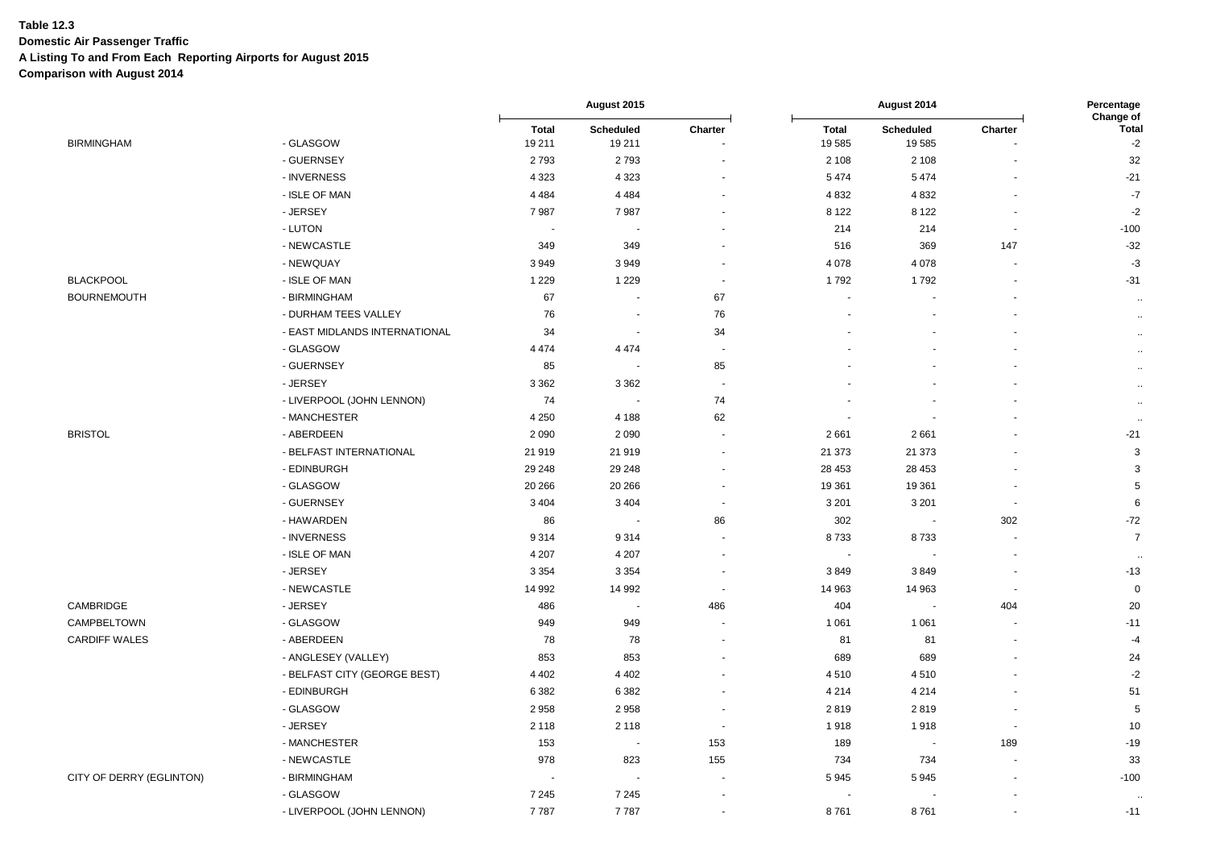**Table 12.3**
**Domestic Air Passenger Traffic**
**A Listing To and From Each Reporting Airports for August 2015**
**Comparison with August 2014**

| | | August 2015 | | | August 2014 | | | Percentage Change of |
|---|---|---|---|---|---|---|---|---|
| | | Total | Scheduled | Charter | Total | Scheduled | Charter | Total |
| BIRMINGHAM | - GLASGOW | 19 211 | 19 211 | - | 19 585 | 19 585 | - | -2 |
| | - GUERNSEY | 2 793 | 2 793 | - | 2 108 | 2 108 | - | 32 |
| | - INVERNESS | 4 323 | 4 323 | - | 5 474 | 5 474 | - | -21 |
| | - ISLE OF MAN | 4 484 | 4 484 | - | 4 832 | 4 832 | - | -7 |
| | - JERSEY | 7 987 | 7 987 | - | 8 122 | 8 122 | - | -2 |
| | - LUTON | - | - | - | 214 | 214 | - | -100 |
| | - NEWCASTLE | 349 | 349 | - | 516 | 369 | 147 | -32 |
| | - NEWQUAY | 3 949 | 3 949 | - | 4 078 | 4 078 | - | -3 |
| BLACKPOOL | - ISLE OF MAN | 1 229 | 1 229 | - | 1 792 | 1 792 | - | -31 |
| BOURNEMOUTH | - BIRMINGHAM | 67 | - | 67 | - | - | - | .. |
| | - DURHAM TEES VALLEY | 76 | - | 76 | - | - | - | .. |
| | - EAST MIDLANDS INTERNATIONAL | 34 | - | 34 | - | - | - | .. |
| | - GLASGOW | 4 474 | 4 474 | - | - | - | - | .. |
| | - GUERNSEY | 85 | - | 85 | - | - | - | .. |
| | - JERSEY | 3 362 | 3 362 | - | - | - | - | .. |
| | - LIVERPOOL (JOHN LENNON) | 74 | - | 74 | - | - | - | .. |
| | - MANCHESTER | 4 250 | 4 188 | 62 | - | - | - | .. |
| BRISTOL | - ABERDEEN | 2 090 | 2 090 | - | 2 661 | 2 661 | - | -21 |
| | - BELFAST INTERNATIONAL | 21 919 | 21 919 | - | 21 373 | 21 373 | - | 3 |
| | - EDINBURGH | 29 248 | 29 248 | - | 28 453 | 28 453 | - | 3 |
| | - GLASGOW | 20 266 | 20 266 | - | 19 361 | 19 361 | - | 5 |
| | - GUERNSEY | 3 404 | 3 404 | - | 3 201 | 3 201 | - | 6 |
| | - HAWARDEN | 86 | - | 86 | 302 | - | 302 | -72 |
| | - INVERNESS | 9 314 | 9 314 | - | 8 733 | 8 733 | - | 7 |
| | - ISLE OF MAN | 4 207 | 4 207 | - | - | - | - | .. |
| | - JERSEY | 3 354 | 3 354 | - | 3 849 | 3 849 | - | -13 |
| | - NEWCASTLE | 14 992 | 14 992 | - | 14 963 | 14 963 | - | 0 |
| CAMBRIDGE | - JERSEY | 486 | - | 486 | 404 | - | 404 | 20 |
| CAMPBELTOWN | - GLASGOW | 949 | 949 | - | 1 061 | 1 061 | - | -11 |
| CARDIFF WALES | - ABERDEEN | 78 | 78 | - | 81 | 81 | - | -4 |
| | - ANGLESEY (VALLEY) | 853 | 853 | - | 689 | 689 | - | 24 |
| | - BELFAST CITY (GEORGE BEST) | 4 402 | 4 402 | - | 4 510 | 4 510 | - | -2 |
| | - EDINBURGH | 6 382 | 6 382 | - | 4 214 | 4 214 | - | 51 |
| | - GLASGOW | 2 958 | 2 958 | - | 2 819 | 2 819 | - | 5 |
| | - JERSEY | 2 118 | 2 118 | - | 1 918 | 1 918 | - | 10 |
| | - MANCHESTER | 153 | - | 153 | 189 | - | 189 | -19 |
| | - NEWCASTLE | 978 | 823 | 155 | 734 | 734 | - | 33 |
| CITY OF DERRY (EGLINTON) | - BIRMINGHAM | - | - | - | 5 945 | 5 945 | - | -100 |
| | - GLASGOW | 7 245 | 7 245 | - | - | - | - | .. |
| | - LIVERPOOL (JOHN LENNON) | 7 787 | 7 787 | - | 8 761 | 8 761 | - | -11 |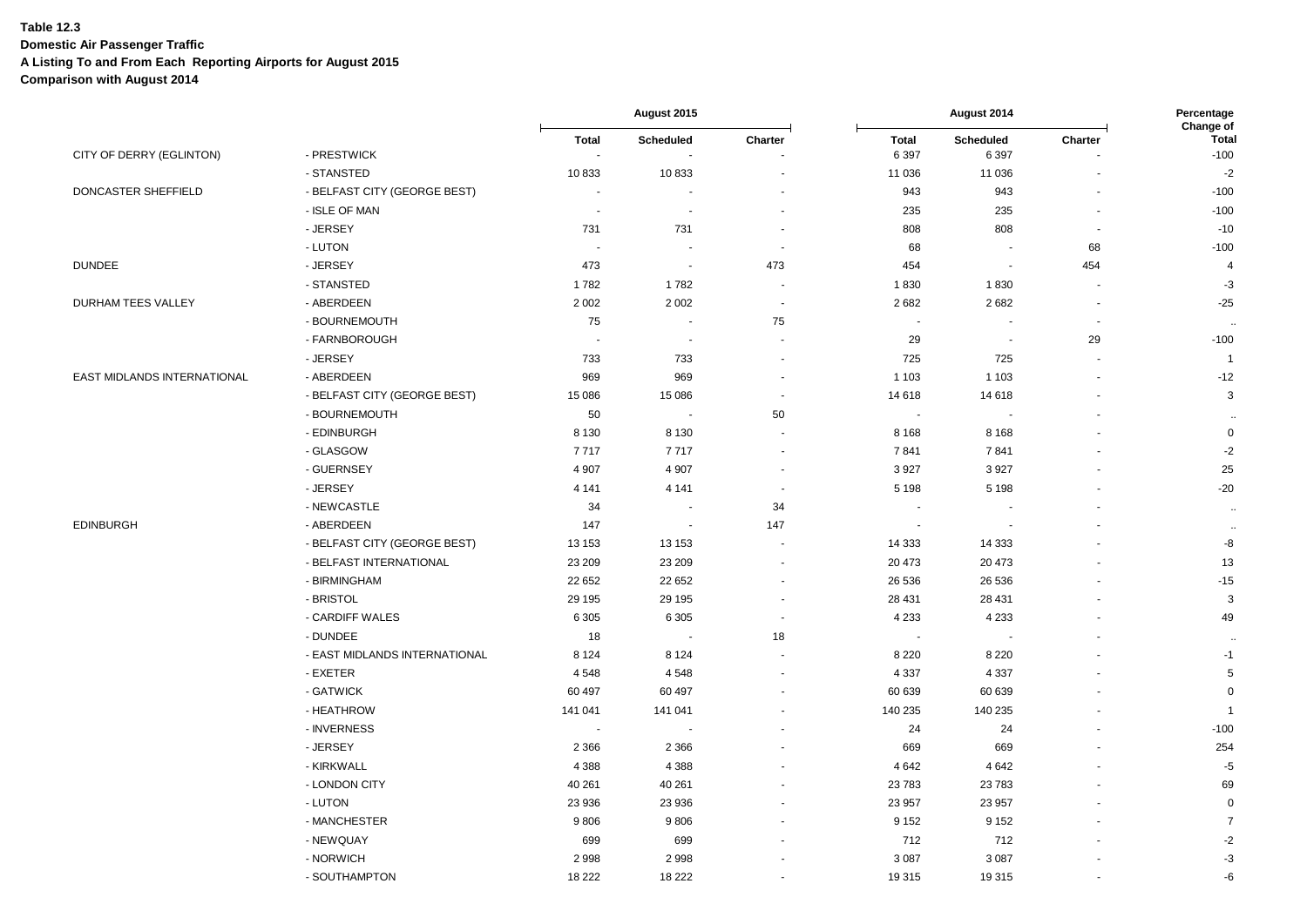**Table 12.3**
**Domestic Air Passenger Traffic**
**A Listing To and From Each Reporting Airports for August 2015**
**Comparison with August 2014**

| | | August 2015 | | | August 2014 | | | Percentage Change of |
|---|---|---|---|---|---|---|---|---|
| | | Total | Scheduled | Charter | Total | Scheduled | Charter | Total |
| CITY OF DERRY (EGLINTON) | - PRESTWICK | - | - | - | 6 397 | 6 397 | - | -100 |
| | - STANSTED | 10 833 | 10 833 | - | 11 036 | 11 036 | - | -2 |
| DONCASTER SHEFFIELD | - BELFAST CITY (GEORGE BEST) | - | - | - | 943 | 943 | - | -100 |
| | - ISLE OF MAN | - | - | - | 235 | 235 | - | -100 |
| | - JERSEY | 731 | 731 | - | 808 | 808 | - | -10 |
| | - LUTON | - | - | - | 68 | - | 68 | -100 |
| DUNDEE | - JERSEY | 473 | - | 473 | 454 | - | 454 | 4 |
| | - STANSTED | 1 782 | 1 782 | - | 1 830 | 1 830 | - | -3 |
| DURHAM TEES VALLEY | - ABERDEEN | 2 002 | 2 002 | - | 2 682 | 2 682 | - | -25 |
| | - BOURNEMOUTH | 75 | - | 75 | - | - | - | .. |
| | - FARNBOROUGH | - | - | - | 29 | - | 29 | -100 |
| | - JERSEY | 733 | 733 | - | 725 | 725 | - | 1 |
| EAST MIDLANDS INTERNATIONAL | - ABERDEEN | 969 | 969 | - | 1 103 | 1 103 | - | -12 |
| | - BELFAST CITY (GEORGE BEST) | 15 086 | 15 086 | - | 14 618 | 14 618 | - | 3 |
| | - BOURNEMOUTH | 50 | - | 50 | - | - | - | .. |
| | - EDINBURGH | 8 130 | 8 130 | - | 8 168 | 8 168 | - | 0 |
| | - GLASGOW | 7 717 | 7 717 | - | 7 841 | 7 841 | - | -2 |
| | - GUERNSEY | 4 907 | 4 907 | - | 3 927 | 3 927 | - | 25 |
| | - JERSEY | 4 141 | 4 141 | - | 5 198 | 5 198 | - | -20 |
| | - NEWCASTLE | 34 | - | 34 | - | - | - | .. |
| EDINBURGH | - ABERDEEN | 147 | - | 147 | - | - | - | .. |
| | - BELFAST CITY (GEORGE BEST) | 13 153 | 13 153 | - | 14 333 | 14 333 | - | -8 |
| | - BELFAST INTERNATIONAL | 23 209 | 23 209 | - | 20 473 | 20 473 | - | 13 |
| | - BIRMINGHAM | 22 652 | 22 652 | - | 26 536 | 26 536 | - | -15 |
| | - BRISTOL | 29 195 | 29 195 | - | 28 431 | 28 431 | - | 3 |
| | - CARDIFF WALES | 6 305 | 6 305 | - | 4 233 | 4 233 | - | 49 |
| | - DUNDEE | 18 | - | 18 | - | - | - | .. |
| | - EAST MIDLANDS INTERNATIONAL | 8 124 | 8 124 | - | 8 220 | 8 220 | - | -1 |
| | - EXETER | 4 548 | 4 548 | - | 4 337 | 4 337 | - | 5 |
| | - GATWICK | 60 497 | 60 497 | - | 60 639 | 60 639 | - | 0 |
| | - HEATHROW | 141 041 | 141 041 | - | 140 235 | 140 235 | - | 1 |
| | - INVERNESS | - | - | - | 24 | 24 | - | -100 |
| | - JERSEY | 2 366 | 2 366 | - | 669 | 669 | - | 254 |
| | - KIRKWALL | 4 388 | 4 388 | - | 4 642 | 4 642 | - | -5 |
| | - LONDON CITY | 40 261 | 40 261 | - | 23 783 | 23 783 | - | 69 |
| | - LUTON | 23 936 | 23 936 | - | 23 957 | 23 957 | - | 0 |
| | - MANCHESTER | 9 806 | 9 806 | - | 9 152 | 9 152 | - | 7 |
| | - NEWQUAY | 699 | 699 | - | 712 | 712 | - | -2 |
| | - NORWICH | 2 998 | 2 998 | - | 3 087 | 3 087 | - | -3 |
| | - SOUTHAMPTON | 18 222 | 18 222 | - | 19 315 | 19 315 | - | -6 |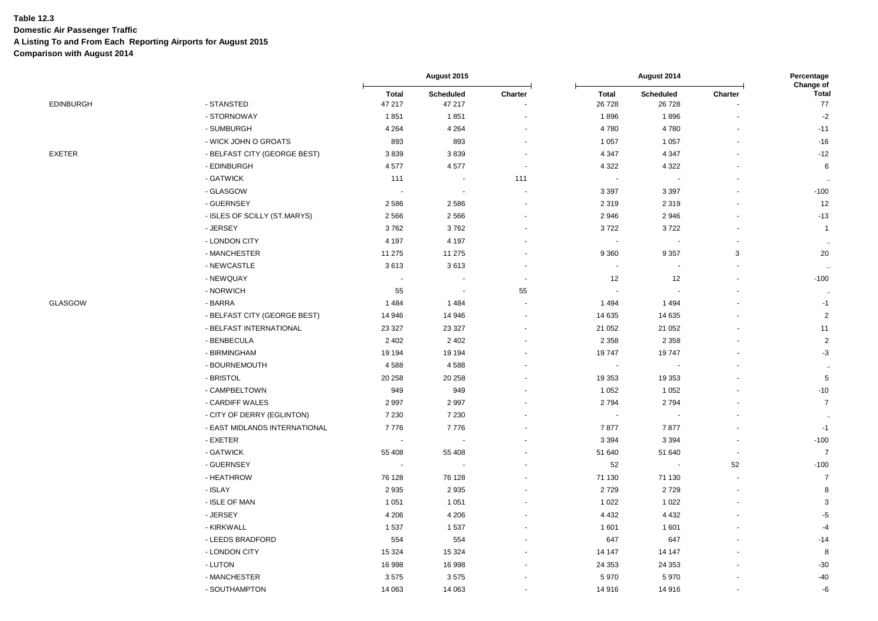**Table 12.3**
**Domestic Air Passenger Traffic**
**A Listing To and From Each Reporting Airports for August 2015**
**Comparison with August 2014**

| | | August 2015 | | | August 2014 | | | Percentage Change of |
|---|---|---|---|---|---|---|---|---|
| | | Total | Scheduled | Charter | Total | Scheduled | Charter | Total |
| EDINBURGH | - STANSTED | 47 217 | 47 217 | - | 26 728 | 26 728 | - | 77 |
| | - STORNOWAY | 1 851 | 1 851 | - | 1 896 | 1 896 | - | -2 |
| | - SUMBURGH | 4 264 | 4 264 | - | 4 780 | 4 780 | - | -11 |
| | - WICK JOHN O GROATS | 893 | 893 | - | 1 057 | 1 057 | - | -16 |
| EXETER | - BELFAST CITY (GEORGE BEST) | 3 839 | 3 839 | - | 4 347 | 4 347 | - | -12 |
| | - EDINBURGH | 4 577 | 4 577 | - | 4 322 | 4 322 | - | 6 |
| | - GATWICK | 111 | - | 111 | - | - | - | .. |
| | - GLASGOW | - | - | - | 3 397 | 3 397 | - | -100 |
| | - GUERNSEY | 2 586 | 2 586 | - | 2 319 | 2 319 | - | 12 |
| | - ISLES OF SCILLY (ST.MARYS) | 2 566 | 2 566 | - | 2 946 | 2 946 | - | -13 |
| | - JERSEY | 3 762 | 3 762 | - | 3 722 | 3 722 | - | 1 |
| | - LONDON CITY | 4 197 | 4 197 | - | - | - | - | .. |
| | - MANCHESTER | 11 275 | 11 275 | - | 9 360 | 9 357 | 3 | 20 |
| | - NEWCASTLE | 3 613 | 3 613 | - | - | - | - | .. |
| | - NEWQUAY | - | - | - | 12 | 12 | - | -100 |
| | - NORWICH | 55 | - | 55 | - | - | - | .. |
| GLASGOW | - BARRA | 1 484 | 1 484 | - | 1 494 | 1 494 | - | -1 |
| | - BELFAST CITY (GEORGE BEST) | 14 946 | 14 946 | - | 14 635 | 14 635 | - | 2 |
| | - BELFAST INTERNATIONAL | 23 327 | 23 327 | - | 21 052 | 21 052 | - | 11 |
| | - BENBECULA | 2 402 | 2 402 | - | 2 358 | 2 358 | - | 2 |
| | - BIRMINGHAM | 19 194 | 19 194 | - | 19 747 | 19 747 | - | -3 |
| | - BOURNEMOUTH | 4 588 | 4 588 | - | - | - | - | .. |
| | - BRISTOL | 20 258 | 20 258 | - | 19 353 | 19 353 | - | 5 |
| | - CAMPBELTOWN | 949 | 949 | - | 1 052 | 1 052 | - | -10 |
| | - CARDIFF WALES | 2 997 | 2 997 | - | 2 794 | 2 794 | - | 7 |
| | - CITY OF DERRY (EGLINTON) | 7 230 | 7 230 | - | - | - | - | .. |
| | - EAST MIDLANDS INTERNATIONAL | 7 776 | 7 776 | - | 7 877 | 7 877 | - | -1 |
| | - EXETER | - | - | - | 3 394 | 3 394 | - | -100 |
| | - GATWICK | 55 408 | 55 408 | - | 51 640 | 51 640 | - | 7 |
| | - GUERNSEY | - | - | - | 52 | - | 52 | -100 |
| | - HEATHROW | 76 128 | 76 128 | - | 71 130 | 71 130 | - | 7 |
| | - ISLAY | 2 935 | 2 935 | - | 2 729 | 2 729 | - | 8 |
| | - ISLE OF MAN | 1 051 | 1 051 | - | 1 022 | 1 022 | - | 3 |
| | - JERSEY | 4 206 | 4 206 | - | 4 432 | 4 432 | - | -5 |
| | - KIRKWALL | 1 537 | 1 537 | - | 1 601 | 1 601 | - | -4 |
| | - LEEDS BRADFORD | 554 | 554 | - | 647 | 647 | - | -14 |
| | - LONDON CITY | 15 324 | 15 324 | - | 14 147 | 14 147 | - | 8 |
| | - LUTON | 16 998 | 16 998 | - | 24 353 | 24 353 | - | -30 |
| | - MANCHESTER | 3 575 | 3 575 | - | 5 970 | 5 970 | - | -40 |
| | - SOUTHAMPTON | 14 063 | 14 063 | - | 14 916 | 14 916 | - | -6 |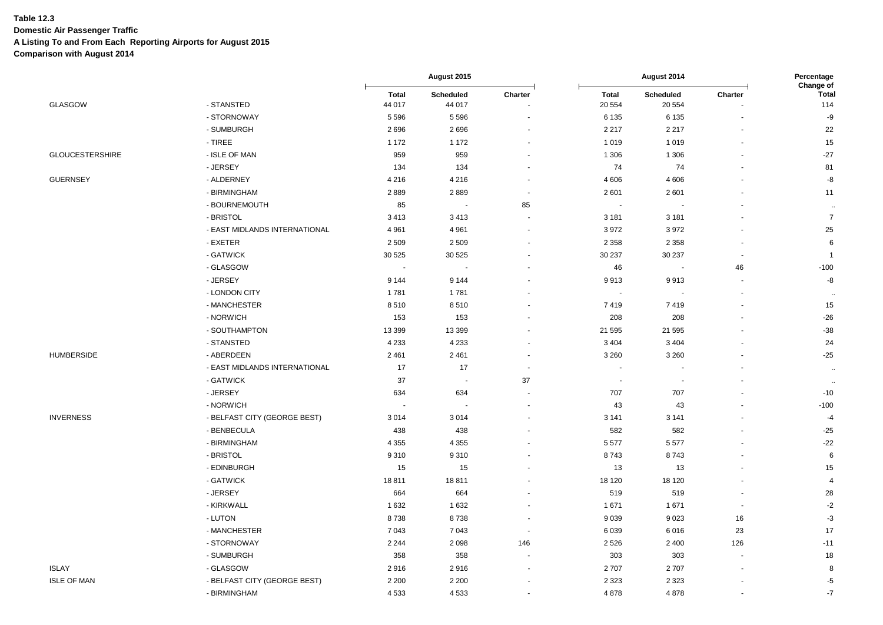**Table 12.3**
**Domestic Air Passenger Traffic**
**A Listing To and From Each Reporting Airports for August 2015**
**Comparison with August 2014**

| | | August 2015 | | | August 2014 | | | Percentage Change of |
|---|---|---|---|---|---|---|---|---|
| | | Total | Scheduled | Charter | Total | Scheduled | Charter | Total |
| GLASGOW | - STANSTED | 44 017 | 44 017 | - | 20 554 | 20 554 | - | 114 |
| | - STORNOWAY | 5 596 | 5 596 | - | 6 135 | 6 135 | - | -9 |
| | - SUMBURGH | 2 696 | 2 696 | - | 2 217 | 2 217 | - | 22 |
| | - TIREE | 1 172 | 1 172 | - | 1 019 | 1 019 | - | 15 |
| GLOUCESTERSHIRE | - ISLE OF MAN | 959 | 959 | - | 1 306 | 1 306 | - | -27 |
| | - JERSEY | 134 | 134 | - | 74 | 74 | - | 81 |
| GUERNSEY | - ALDERNEY | 4 216 | 4 216 | - | 4 606 | 4 606 | - | -8 |
| | - BIRMINGHAM | 2 889 | 2 889 | - | 2 601 | 2 601 | - | 11 |
| | - BOURNEMOUTH | 85 | - | 85 | - | - | - | .. |
| | - BRISTOL | 3 413 | 3 413 | - | 3 181 | 3 181 | - | 7 |
| | - EAST MIDLANDS INTERNATIONAL | 4 961 | 4 961 | - | 3 972 | 3 972 | - | 25 |
| | - EXETER | 2 509 | 2 509 | - | 2 358 | 2 358 | - | 6 |
| | - GATWICK | 30 525 | 30 525 | - | 30 237 | 30 237 | - | 1 |
| | - GLASGOW | - | - | - | 46 | - | 46 | -100 |
| | - JERSEY | 9 144 | 9 144 | - | 9 913 | 9 913 | - | -8 |
| | - LONDON CITY | 1 781 | 1 781 | - | - | - | - | .. |
| | - MANCHESTER | 8 510 | 8 510 | - | 7 419 | 7 419 | - | 15 |
| | - NORWICH | 153 | 153 | - | 208 | 208 | - | -26 |
| | - SOUTHAMPTON | 13 399 | 13 399 | - | 21 595 | 21 595 | - | -38 |
| | - STANSTED | 4 233 | 4 233 | - | 3 404 | 3 404 | - | 24 |
| HUMBERSIDE | - ABERDEEN | 2 461 | 2 461 | - | 3 260 | 3 260 | - | -25 |
| | - EAST MIDLANDS INTERNATIONAL | 17 | 17 | - | - | - | - | .. |
| | - GATWICK | 37 | - | 37 | - | - | - | .. |
| | - JERSEY | 634 | 634 | - | 707 | 707 | - | -10 |
| | - NORWICH | - | - | - | 43 | 43 | - | -100 |
| INVERNESS | - BELFAST CITY (GEORGE BEST) | 3 014 | 3 014 | - | 3 141 | 3 141 | - | -4 |
| | - BENBECULA | 438 | 438 | - | 582 | 582 | - | -25 |
| | - BIRMINGHAM | 4 355 | 4 355 | - | 5 577 | 5 577 | - | -22 |
| | - BRISTOL | 9 310 | 9 310 | - | 8 743 | 8 743 | - | 6 |
| | - EDINBURGH | 15 | 15 | - | 13 | 13 | - | 15 |
| | - GATWICK | 18 811 | 18 811 | - | 18 120 | 18 120 | - | 4 |
| | - JERSEY | 664 | 664 | - | 519 | 519 | - | 28 |
| | - KIRKWALL | 1 632 | 1 632 | - | 1 671 | 1 671 | - | -2 |
| | - LUTON | 8 738 | 8 738 | - | 9 039 | 9 023 | 16 | -3 |
| | - MANCHESTER | 7 043 | 7 043 | - | 6 039 | 6 016 | 23 | 17 |
| | - STORNOWAY | 2 244 | 2 098 | 146 | 2 526 | 2 400 | 126 | -11 |
| | - SUMBURGH | 358 | 358 | - | 303 | 303 | - | 18 |
| ISLAY | - GLASGOW | 2 916 | 2 916 | - | 2 707 | 2 707 | - | 8 |
| ISLE OF MAN | - BELFAST CITY (GEORGE BEST) | 2 200 | 2 200 | - | 2 323 | 2 323 | - | -5 |
| | - BIRMINGHAM | 4 533 | 4 533 | - | 4 878 | 4 878 | - | -7 |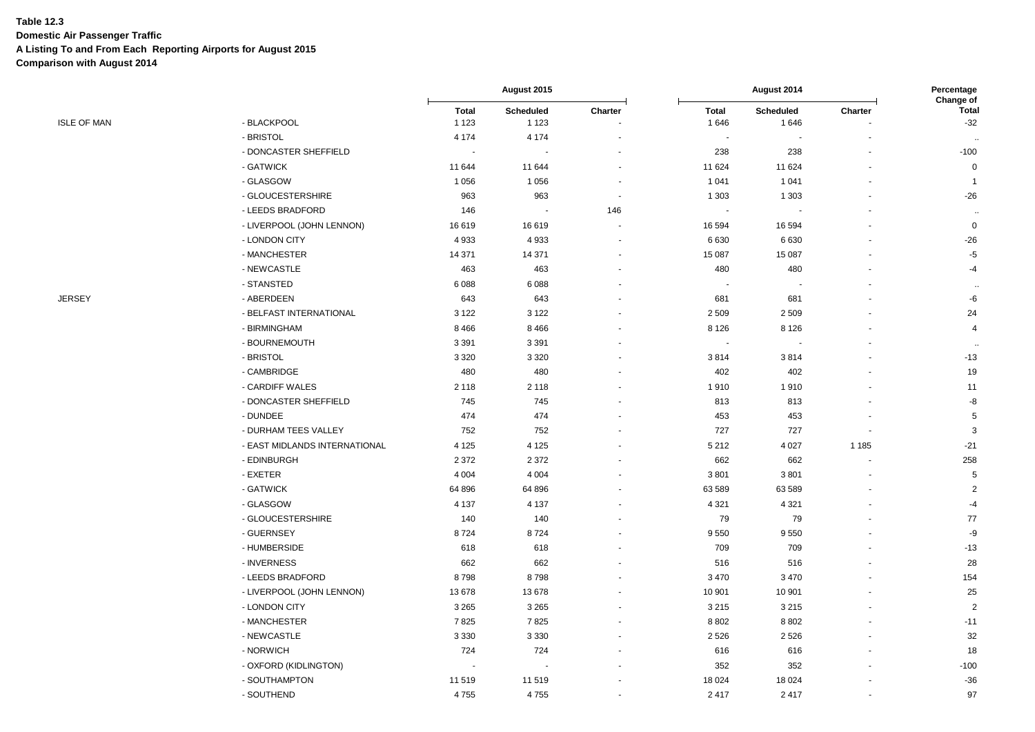**Table 12.3**
**Domestic Air Passenger Traffic**
**A Listing To and From Each Reporting Airports for August 2015**
**Comparison with August 2014**

| | | August 2015 | | | August 2014 | | | Percentage Change of |
|---|---|---|---|---|---|---|---|---|
| | | Total | Scheduled | Charter | Total | Scheduled | Charter | Total |
| ISLE OF MAN | - BLACKPOOL | 1 123 | 1 123 | - | 1 646 | 1 646 | - | -32 |
| | - BRISTOL | 4 174 | 4 174 | - | - | - | - | .. |
| | - DONCASTER SHEFFIELD | - | - | - | 238 | 238 | - | -100 |
| | - GATWICK | 11 644 | 11 644 | - | 11 624 | 11 624 | - | 0 |
| | - GLASGOW | 1 056 | 1 056 | - | 1 041 | 1 041 | - | 1 |
| | - GLOUCESTERSHIRE | 963 | 963 | - | 1 303 | 1 303 | - | -26 |
| | - LEEDS BRADFORD | 146 | - | 146 | - | - | - | .. |
| | - LIVERPOOL (JOHN LENNON) | 16 619 | 16 619 | - | 16 594 | 16 594 | - | 0 |
| | - LONDON CITY | 4 933 | 4 933 | - | 6 630 | 6 630 | - | -26 |
| | - MANCHESTER | 14 371 | 14 371 | - | 15 087 | 15 087 | - | -5 |
| | - NEWCASTLE | 463 | 463 | - | 480 | 480 | - | -4 |
| | - STANSTED | 6 088 | 6 088 | - | - | - | - | .. |
| JERSEY | - ABERDEEN | 643 | 643 | - | 681 | 681 | - | -6 |
| | - BELFAST INTERNATIONAL | 3 122 | 3 122 | - | 2 509 | 2 509 | - | 24 |
| | - BIRMINGHAM | 8 466 | 8 466 | - | 8 126 | 8 126 | - | 4 |
| | - BOURNEMOUTH | 3 391 | 3 391 | - | - | - | - | .. |
| | - BRISTOL | 3 320 | 3 320 | - | 3 814 | 3 814 | - | -13 |
| | - CAMBRIDGE | 480 | 480 | - | 402 | 402 | - | 19 |
| | - CARDIFF WALES | 2 118 | 2 118 | - | 1 910 | 1 910 | - | 11 |
| | - DONCASTER SHEFFIELD | 745 | 745 | - | 813 | 813 | - | -8 |
| | - DUNDEE | 474 | 474 | - | 453 | 453 | - | 5 |
| | - DURHAM TEES VALLEY | 752 | 752 | - | 727 | 727 | - | 3 |
| | - EAST MIDLANDS INTERNATIONAL | 4 125 | 4 125 | - | 5 212 | 4 027 | 1 185 | -21 |
| | - EDINBURGH | 2 372 | 2 372 | - | 662 | 662 | - | 258 |
| | - EXETER | 4 004 | 4 004 | - | 3 801 | 3 801 | - | 5 |
| | - GATWICK | 64 896 | 64 896 | - | 63 589 | 63 589 | - | 2 |
| | - GLASGOW | 4 137 | 4 137 | - | 4 321 | 4 321 | - | -4 |
| | - GLOUCESTERSHIRE | 140 | 140 | - | 79 | 79 | - | 77 |
| | - GUERNSEY | 8 724 | 8 724 | - | 9 550 | 9 550 | - | -9 |
| | - HUMBERSIDE | 618 | 618 | - | 709 | 709 | - | -13 |
| | - INVERNESS | 662 | 662 | - | 516 | 516 | - | 28 |
| | - LEEDS BRADFORD | 8 798 | 8 798 | - | 3 470 | 3 470 | - | 154 |
| | - LIVERPOOL (JOHN LENNON) | 13 678 | 13 678 | - | 10 901 | 10 901 | - | 25 |
| | - LONDON CITY | 3 265 | 3 265 | - | 3 215 | 3 215 | - | 2 |
| | - MANCHESTER | 7 825 | 7 825 | - | 8 802 | 8 802 | - | -11 |
| | - NEWCASTLE | 3 330 | 3 330 | - | 2 526 | 2 526 | - | 32 |
| | - NORWICH | 724 | 724 | - | 616 | 616 | - | 18 |
| | - OXFORD (KIDLINGTON) | - | - | - | 352 | 352 | - | -100 |
| | - SOUTHAMPTON | 11 519 | 11 519 | - | 18 024 | 18 024 | - | -36 |
| | - SOUTHEND | 4 755 | 4 755 | - | 2 417 | 2 417 | - | 97 |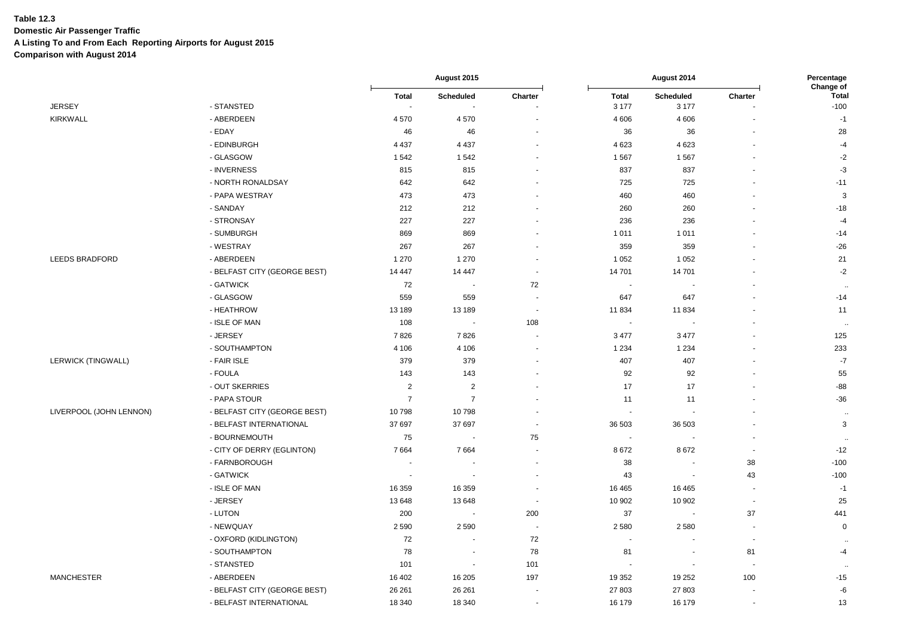**Table 12.3**
**Domestic Air Passenger Traffic**
**A Listing To and From Each Reporting Airports for August 2015**
**Comparison with August 2014**

| | | August 2015 | | | August 2014 | | | Percentage Change of |
|---|---|---|---|---|---|---|---|---|
| | | Total | Scheduled | Charter | Total | Scheduled | Charter | Total |
| JERSEY | - STANSTED | - | - | - | 3 177 | 3 177 | - | -100 |
| KIRKWALL | - ABERDEEN | 4 570 | 4 570 | - | 4 606 | 4 606 | - | -1 |
| | - EDAY | 46 | 46 | - | 36 | 36 | - | 28 |
| | - EDINBURGH | 4 437 | 4 437 | - | 4 623 | 4 623 | - | -4 |
| | - GLASGOW | 1 542 | 1 542 | - | 1 567 | 1 567 | - | -2 |
| | - INVERNESS | 815 | 815 | - | 837 | 837 | - | -3 |
| | - NORTH RONALDSAY | 642 | 642 | - | 725 | 725 | - | -11 |
| | - PAPA WESTRAY | 473 | 473 | - | 460 | 460 | - | 3 |
| | - SANDAY | 212 | 212 | - | 260 | 260 | - | -18 |
| | - STRONSAY | 227 | 227 | - | 236 | 236 | - | -4 |
| | - SUMBURGH | 869 | 869 | - | 1 011 | 1 011 | - | -14 |
| | - WESTRAY | 267 | 267 | - | 359 | 359 | - | -26 |
| LEEDS BRADFORD | - ABERDEEN | 1 270 | 1 270 | - | 1 052 | 1 052 | - | 21 |
| | - BELFAST CITY (GEORGE BEST) | 14 447 | 14 447 | - | 14 701 | 14 701 | - | -2 |
| | - GATWICK | 72 | - | 72 | - | - | - | .. |
| | - GLASGOW | 559 | 559 | - | 647 | 647 | - | -14 |
| | - HEATHROW | 13 189 | 13 189 | - | 11 834 | 11 834 | - | 11 |
| | - ISLE OF MAN | 108 | - | 108 | - | - | - | .. |
| | - JERSEY | 7 826 | 7 826 | - | 3 477 | 3 477 | - | 125 |
| | - SOUTHAMPTON | 4 106 | 4 106 | - | 1 234 | 1 234 | - | 233 |
| LERWICK (TINGWALL) | - FAIR ISLE | 379 | 379 | - | 407 | 407 | - | -7 |
| | - FOULA | 143 | 143 | - | 92 | 92 | - | 55 |
| | - OUT SKERRIES | 2 | 2 | - | 17 | 17 | - | -88 |
| | - PAPA STOUR | 7 | 7 | - | 11 | 11 | - | -36 |
| LIVERPOOL (JOHN LENNON) | - BELFAST CITY (GEORGE BEST) | 10 798 | 10 798 | - | - | - | - | .. |
| | - BELFAST INTERNATIONAL | 37 697 | 37 697 | - | 36 503 | 36 503 | - | 3 |
| | - BOURNEMOUTH | 75 | - | 75 | - | - | - | .. |
| | - CITY OF DERRY (EGLINTON) | 7 664 | 7 664 | - | 8 672 | 8 672 | - | -12 |
| | - FARNBOROUGH | - | - | - | 38 | - | 38 | -100 |
| | - GATWICK | - | - | - | 43 | - | 43 | -100 |
| | - ISLE OF MAN | 16 359 | 16 359 | - | 16 465 | 16 465 | - | -1 |
| | - JERSEY | 13 648 | 13 648 | - | 10 902 | 10 902 | - | 25 |
| | - LUTON | 200 | - | 200 | 37 | - | 37 | 441 |
| | - NEWQUAY | 2 590 | 2 590 | - | 2 580 | 2 580 | - | 0 |
| | - OXFORD (KIDLINGTON) | 72 | - | 72 | - | - | - | .. |
| | - SOUTHAMPTON | 78 | - | 78 | 81 | - | 81 | -4 |
| | - STANSTED | 101 | - | 101 | - | - | - | .. |
| MANCHESTER | - ABERDEEN | 16 402 | 16 205 | 197 | 19 352 | 19 252 | 100 | -15 |
| | - BELFAST CITY (GEORGE BEST) | 26 261 | 26 261 | - | 27 803 | 27 803 | - | -6 |
| | - BELFAST INTERNATIONAL | 18 340 | 18 340 | - | 16 179 | 16 179 | - | 13 |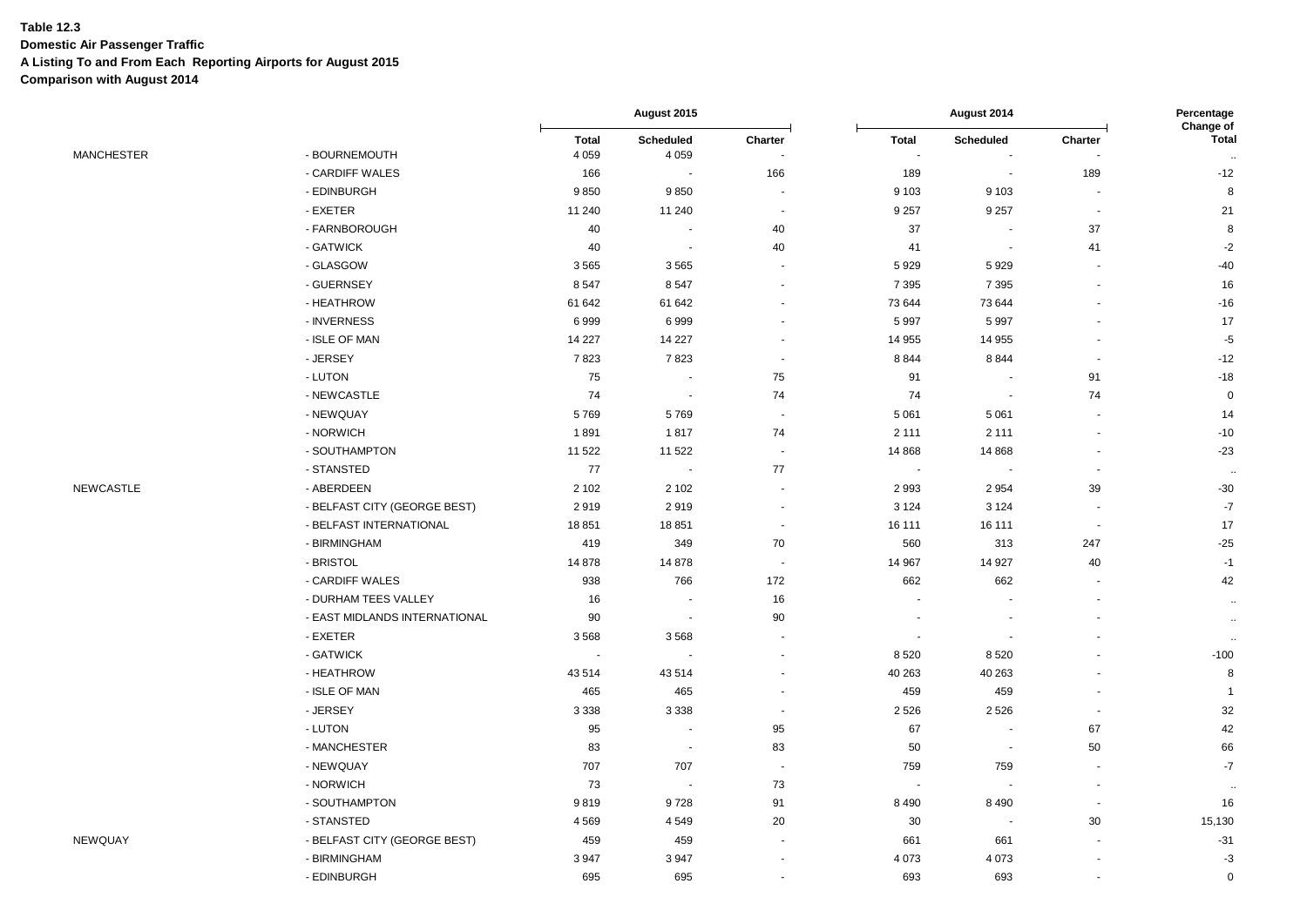**Table 12.3**
**Domestic Air Passenger Traffic**
**A Listing To and From Each Reporting Airports for August 2015**
**Comparison with August 2014**

| | | August 2015 | | | August 2014 | | | Percentage Change of |
|---|---|---|---|---|---|---|---|---|
| | | Total | Scheduled | Charter | Total | Scheduled | Charter | Total |
| MANCHESTER | - BOURNEMOUTH | 4 059 | 4 059 | - | - | - | - | .. |
| | - CARDIFF WALES | 166 | - | 166 | 189 | - | 189 | -12 |
| | - EDINBURGH | 9 850 | 9 850 | - | 9 103 | 9 103 | - | 8 |
| | - EXETER | 11 240 | 11 240 | - | 9 257 | 9 257 | - | 21 |
| | - FARNBOROUGH | 40 | - | 40 | 37 | - | 37 | 8 |
| | - GATWICK | 40 | - | 40 | 41 | - | 41 | -2 |
| | - GLASGOW | 3 565 | 3 565 | - | 5 929 | 5 929 | - | -40 |
| | - GUERNSEY | 8 547 | 8 547 | - | 7 395 | 7 395 | - | 16 |
| | - HEATHROW | 61 642 | 61 642 | - | 73 644 | 73 644 | - | -16 |
| | - INVERNESS | 6 999 | 6 999 | - | 5 997 | 5 997 | - | 17 |
| | - ISLE OF MAN | 14 227 | 14 227 | - | 14 955 | 14 955 | - | -5 |
| | - JERSEY | 7 823 | 7 823 | - | 8 844 | 8 844 | - | -12 |
| | - LUTON | 75 | - | 75 | 91 | - | 91 | -18 |
| | - NEWCASTLE | 74 | - | 74 | 74 | - | 74 | 0 |
| | - NEWQUAY | 5 769 | 5 769 | - | 5 061 | 5 061 | - | 14 |
| | - NORWICH | 1 891 | 1 817 | 74 | 2 111 | 2 111 | - | -10 |
| | - SOUTHAMPTON | 11 522 | 11 522 | - | 14 868 | 14 868 | - | -23 |
| | - STANSTED | 77 | - | 77 | - | - | - | .. |
| NEWCASTLE | - ABERDEEN | 2 102 | 2 102 | - | 2 993 | 2 954 | 39 | -30 |
| | - BELFAST CITY (GEORGE BEST) | 2 919 | 2 919 | - | 3 124 | 3 124 | - | -7 |
| | - BELFAST INTERNATIONAL | 18 851 | 18 851 | - | 16 111 | 16 111 | - | 17 |
| | - BIRMINGHAM | 419 | 349 | 70 | 560 | 313 | 247 | -25 |
| | - BRISTOL | 14 878 | 14 878 | - | 14 967 | 14 927 | 40 | -1 |
| | - CARDIFF WALES | 938 | 766 | 172 | 662 | 662 | - | 42 |
| | - DURHAM TEES VALLEY | 16 | - | 16 | - | - | - | .. |
| | - EAST MIDLANDS INTERNATIONAL | 90 | - | 90 | - | - | - | .. |
| | - EXETER | 3 568 | 3 568 | - | - | - | - | .. |
| | - GATWICK | - | - | - | 8 520 | 8 520 | - | -100 |
| | - HEATHROW | 43 514 | 43 514 | - | 40 263 | 40 263 | - | 8 |
| | - ISLE OF MAN | 465 | 465 | - | 459 | 459 | - | 1 |
| | - JERSEY | 3 338 | 3 338 | - | 2 526 | 2 526 | - | 32 |
| | - LUTON | 95 | - | 95 | 67 | - | 67 | 42 |
| | - MANCHESTER | 83 | - | 83 | 50 | - | 50 | 66 |
| | - NEWQUAY | 707 | 707 | - | 759 | 759 | - | -7 |
| | - NORWICH | 73 | - | 73 | - | - | - | .. |
| | - SOUTHAMPTON | 9 819 | 9 728 | 91 | 8 490 | 8 490 | - | 16 |
| | - STANSTED | 4 569 | 4 549 | 20 | 30 | - | 30 | 15,130 |
| NEWQUAY | - BELFAST CITY (GEORGE BEST) | 459 | 459 | - | 661 | 661 | - | -31 |
| | - BIRMINGHAM | 3 947 | 3 947 | - | 4 073 | 4 073 | - | -3 |
| | - EDINBURGH | 695 | 695 | - | 693 | 693 | - | 0 |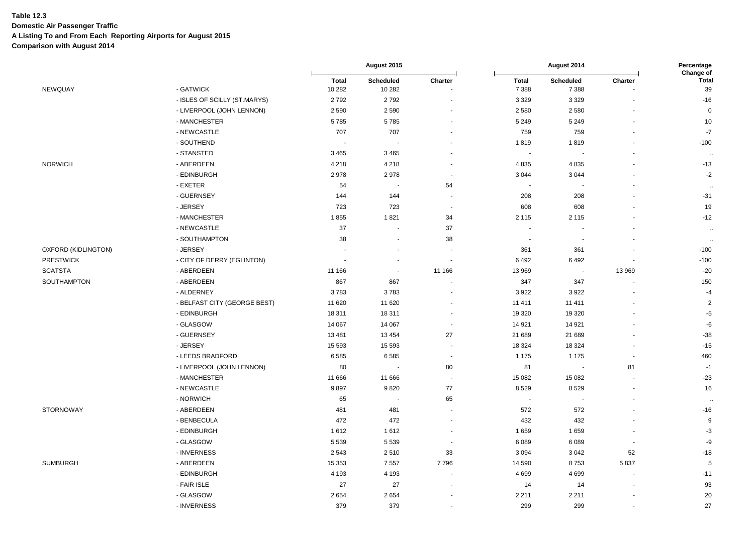**Table 12.3**
**Domestic Air Passenger Traffic**
**A Listing To and From Each Reporting Airports for August 2015**
**Comparison with August 2014**

| | | August 2015 | | | August 2014 | | | Percentage Change of |
|---|---|---|---|---|---|---|---|---|
| | | Total | Scheduled | Charter | Total | Scheduled | Charter | Total |
| NEWQUAY | - GATWICK | 10 282 | 10 282 | - | 7 388 | 7 388 | - | 39 |
| | - ISLES OF SCILLY (ST.MARYS) | 2 792 | 2 792 | - | 3 329 | 3 329 | - | -16 |
| | - LIVERPOOL (JOHN LENNON) | 2 590 | 2 590 | - | 2 580 | 2 580 | - | 0 |
| | - MANCHESTER | 5 785 | 5 785 | - | 5 249 | 5 249 | - | 10 |
| | - NEWCASTLE | 707 | 707 | - | 759 | 759 | - | -7 |
| | - SOUTHEND | - | - | - | 1 819 | 1 819 | - | -100 |
| | - STANSTED | 3 465 | 3 465 | - | - | - | - | .. |
| NORWICH | - ABERDEEN | 4 218 | 4 218 | - | 4 835 | 4 835 | - | -13 |
| | - EDINBURGH | 2 978 | 2 978 | - | 3 044 | 3 044 | - | -2 |
| | - EXETER | 54 | - | 54 | - | - | - | .. |
| | - GUERNSEY | 144 | 144 | - | 208 | 208 | - | -31 |
| | - JERSEY | 723 | 723 | - | 608 | 608 | - | 19 |
| | - MANCHESTER | 1 855 | 1 821 | 34 | 2 115 | 2 115 | - | -12 |
| | - NEWCASTLE | 37 | - | 37 | - | - | - | .. |
| | - SOUTHAMPTON | 38 | - | 38 | - | - | - | .. |
| OXFORD (KIDLINGTON) | - JERSEY | - | - | - | 361 | 361 | - | -100 |
| PRESTWICK | - CITY OF DERRY (EGLINTON) | - | - | - | 6 492 | 6 492 | - | -100 |
| SCATSTA | - ABERDEEN | 11 166 | - | 11 166 | 13 969 | - | 13 969 | -20 |
| SOUTHAMPTON | - ABERDEEN | 867 | 867 | - | 347 | 347 | - | 150 |
| | - ALDERNEY | 3 783 | 3 783 | - | 3 922 | 3 922 | - | -4 |
| | - BELFAST CITY (GEORGE BEST) | 11 620 | 11 620 | - | 11 411 | 11 411 | - | 2 |
| | - EDINBURGH | 18 311 | 18 311 | - | 19 320 | 19 320 | - | -5 |
| | - GLASGOW | 14 067 | 14 067 | - | 14 921 | 14 921 | - | -6 |
| | - GUERNSEY | 13 481 | 13 454 | 27 | 21 689 | 21 689 | - | -38 |
| | - JERSEY | 15 593 | 15 593 | - | 18 324 | 18 324 | - | -15 |
| | - LEEDS BRADFORD | 6 585 | 6 585 | - | 1 175 | 1 175 | - | 460 |
| | - LIVERPOOL (JOHN LENNON) | 80 | - | 80 | 81 | - | 81 | -1 |
| | - MANCHESTER | 11 666 | 11 666 | - | 15 082 | 15 082 | - | -23 |
| | - NEWCASTLE | 9 897 | 9 820 | 77 | 8 529 | 8 529 | - | 16 |
| | - NORWICH | 65 | - | 65 | - | - | - | .. |
| STORNOWAY | - ABERDEEN | 481 | 481 | - | 572 | 572 | - | -16 |
| | - BENBECULA | 472 | 472 | - | 432 | 432 | - | 9 |
| | - EDINBURGH | 1 612 | 1 612 | - | 1 659 | 1 659 | - | -3 |
| | - GLASGOW | 5 539 | 5 539 | - | 6 089 | 6 089 | - | -9 |
| | - INVERNESS | 2 543 | 2 510 | 33 | 3 094 | 3 042 | 52 | -18 |
| SUMBURGH | - ABERDEEN | 15 353 | 7 557 | 7 796 | 14 590 | 8 753 | 5 837 | 5 |
| | - EDINBURGH | 4 193 | 4 193 | - | 4 699 | 4 699 | - | -11 |
| | - FAIR ISLE | 27 | 27 | - | 14 | 14 | - | 93 |
| | - GLASGOW | 2 654 | 2 654 | - | 2 211 | 2 211 | - | 20 |
| | - INVERNESS | 379 | 379 | - | 299 | 299 | - | 27 |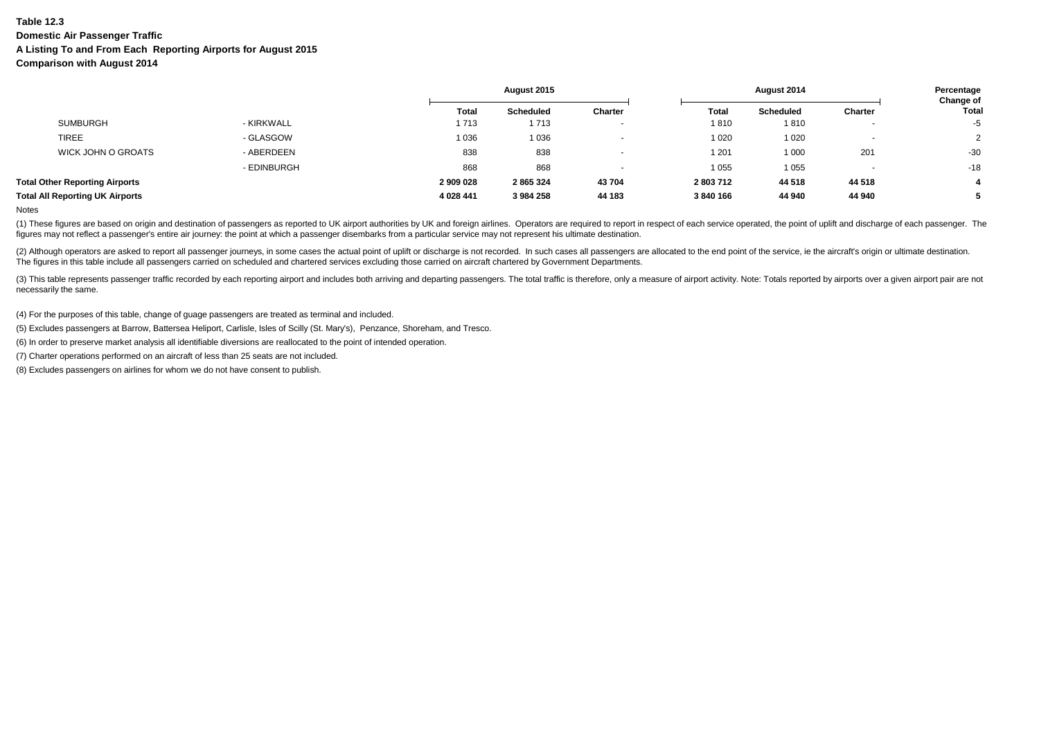**Table 12.3**

**Domestic Air Passenger Traffic**

**A Listing To and From Each Reporting Airports for August 2015**

**Comparison with August 2014**

| | | August 2015 | | | August 2014 | | | Percentage Change of |
|---|---|---|---|---|---|---|---|---|
| | | Total | Scheduled | Charter | Total | Scheduled | Charter | Total |
| SUMBURGH | - KIRKWALL | 1 713 | 1 713 | - | 1 810 | 1 810 | - | -5 |
| TIREE | - GLASGOW | 1 036 | 1 036 | - | 1 020 | 1 020 | - | 2 |
| WICK JOHN O GROATS | - ABERDEEN | 838 | 838 | - | 1 201 | 1 000 | 201 | -30 |
| | - EDINBURGH | 868 | 868 | - | 1 055 | 1 055 | - | -18 |
| **Total Other Reporting Airports** | | **2 909 028** | **2 865 324** | **43 704** | **2 803 712** | **44 518** | **44 518** | **4** |
| **Total All Reporting UK Airports** | | **4 028 441** | **3 984 258** | **44 183** | **3 840 166** | **44 940** | **44 940** | **5** |

Notes

(1) These figures are based on origin and destination of passengers as reported to UK airport authorities by UK and foreign airlines. Operators are required to report in respect of each service operated, the point of uplift and discharge of each passenger. The figures may not reflect a passenger's entire air journey: the point at which a passenger disembarks from a particular service may not represent his ultimate destination.

(2) Although operators are asked to report all passenger journeys, in some cases the actual point of uplift or discharge is not recorded. In such cases all passengers are allocated to the end point of the service, ie the aircraft's origin or ultimate destination. The figures in this table include all passengers carried on scheduled and chartered services excluding those carried on aircraft chartered by Government Departments.

(3) This table represents passenger traffic recorded by each reporting airport and includes both arriving and departing passengers. The total traffic is therefore, only a measure of airport activity. Note: Totals reported by airports over a given airport pair are not necessarily the same.

(4) For the purposes of this table, change of guage passengers are treated as terminal and included.

(5) Excludes passengers at Barrow, Battersea Heliport, Carlisle, Isles of Scilly (St. Mary's), Penzance, Shoreham, and Tresco.

(6) In order to preserve market analysis all identifiable diversions are reallocated to the point of intended operation.

(7) Charter operations performed on an aircraft of less than 25 seats are not included.

(8) Excludes passengers on airlines for whom we do not have consent to publish.